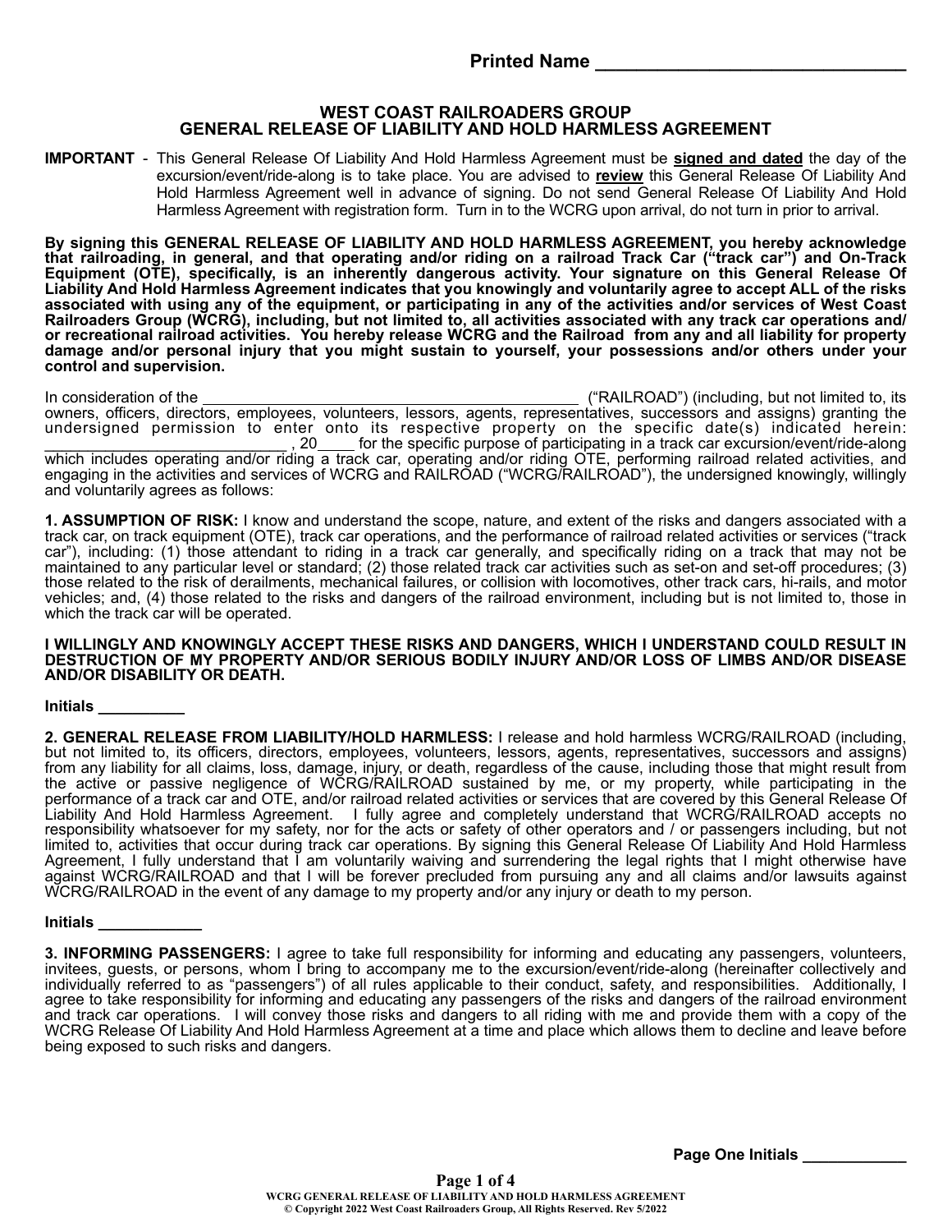Printed Name ______________________________

# WEST COAST RAILROADERS GROUP
## GENERAL RELEASE OF LIABILITY AND HOLD HARMLESS AGREEMENT

**IMPORTANT** - This General Release Of Liability And Hold Harmless Agreement must be **signed and dated** the day of the excursion/event/ride-along is to take place. You are advised to **review** this General Release Of Liability And Hold Harmless Agreement well in advance of signing. Do not send General Release Of Liability And Hold Harmless Agreement with registration form. Turn in to the WCRG upon arrival, do not turn in prior to arrival.

**By signing this GENERAL RELEASE OF LIABILITY AND HOLD HARMLESS AGREEMENT, you hereby acknowledge that railroading, in general, and that operating and/or riding on a railroad Track Car ("track car") and On-Track Equipment (OTE), specifically, is an inherently dangerous activity. Your signature on this General Release Of Liability And Hold Harmless Agreement indicates that you knowingly and voluntarily agree to accept ALL of the risks associated with using any of the equipment, or participating in any of the activities and/or services of West Coast Railroaders Group (WCRG), including, but not limited to, all activities associated with any track car operations and/or recreational railroad activities. You hereby release WCRG and the Railroad from any and all liability for property damage and/or personal injury that you might sustain to yourself, your possessions and/or others under your control and supervision.**

In consideration of the ________________________________________ ("RAILROAD") (including, but not limited to, its owners, officers, directors, employees, volunteers, lessors, agents, representatives, successors and assigns) granting the undersigned permission to enter onto its respective property on the specific date(s) indicated herein: ___________________________ , 20____ for the specific purpose of participating in a track car excursion/event/ride-along which includes operating and/or riding a track car, operating and/or riding OTE, performing railroad related activities, and engaging in the activities and services of WCRG and RAILROAD ("WCRG/RAILROAD"), the undersigned knowingly, willingly and voluntarily agrees as follows:

**1. ASSUMPTION OF RISK:** I know and understand the scope, nature, and extent of the risks and dangers associated with a track car, on track equipment (OTE), track car operations, and the performance of railroad related activities or services ("track car"), including: (1) those attendant to riding in a track car generally, and specifically riding on a track that may not be maintained to any particular level or standard; (2) those related track car activities such as set-on and set-off procedures; (3) those related to the risk of derailments, mechanical failures, or collision with locomotives, other track cars, hi-rails, and motor vehicles; and, (4) those related to the risks and dangers of the railroad environment, including but is not limited to, those in which the track car will be operated.

**I WILLINGLY AND KNOWINGLY ACCEPT THESE RISKS AND DANGERS, WHICH I UNDERSTAND COULD RESULT IN DESTRUCTION OF MY PROPERTY AND/OR SERIOUS BODILY INJURY AND/OR LOSS OF LIMBS AND/OR DISEASE AND/OR DISABILITY OR DEATH.**

**Initials __________**

**2. GENERAL RELEASE FROM LIABILITY/HOLD HARMLESS:** I release and hold harmless WCRG/RAILROAD (including, but not limited to, its officers, directors, employees, volunteers, lessors, agents, representatives, successors and assigns) from any liability for all claims, loss, damage, injury, or death, regardless of the cause, including those that might result from the active or passive negligence of WCRG/RAILROAD sustained by me, or my property, while participating in the performance of a track car and OTE, and/or railroad related activities or services that are covered by this General Release Of Liability And Hold Harmless Agreement. I fully agree and completely understand that WCRG/RAILROAD accepts no responsibility whatsoever for my safety, nor for the acts or safety of other operators and / or passengers including, but not limited to, activities that occur during track car operations. By signing this General Release Of Liability And Hold Harmless Agreement, I fully understand that I am voluntarily waiving and surrendering the legal rights that I might otherwise have against WCRG/RAILROAD and that I will be forever precluded from pursuing any and all claims and/or lawsuits against WCRG/RAILROAD in the event of any damage to my property and/or any injury or death to my person.

**Initials ____________**

**3. INFORMING PASSENGERS:** I agree to take full responsibility for informing and educating any passengers, volunteers, invitees, guests, or persons, whom I bring to accompany me to the excursion/event/ride-along (hereinafter collectively and individually referred to as "passengers") of all rules applicable to their conduct, safety, and responsibilities. Additionally, I agree to take responsibility for informing and educating any passengers of the risks and dangers of the railroad environment and track car operations. I will convey those risks and dangers to all riding with me and provide them with a copy of the WCRG Release Of Liability And Hold Harmless Agreement at a time and place which allows them to decline and leave before being exposed to such risks and dangers.

**Page One Initials ____________**

WCRG GENERAL RELEASE OF LIABILITY AND HOLD HARMLESS AGREEMENT
© Copyright 2022 West Coast Railroaders Group, All Rights Reserved. Rev 5/2022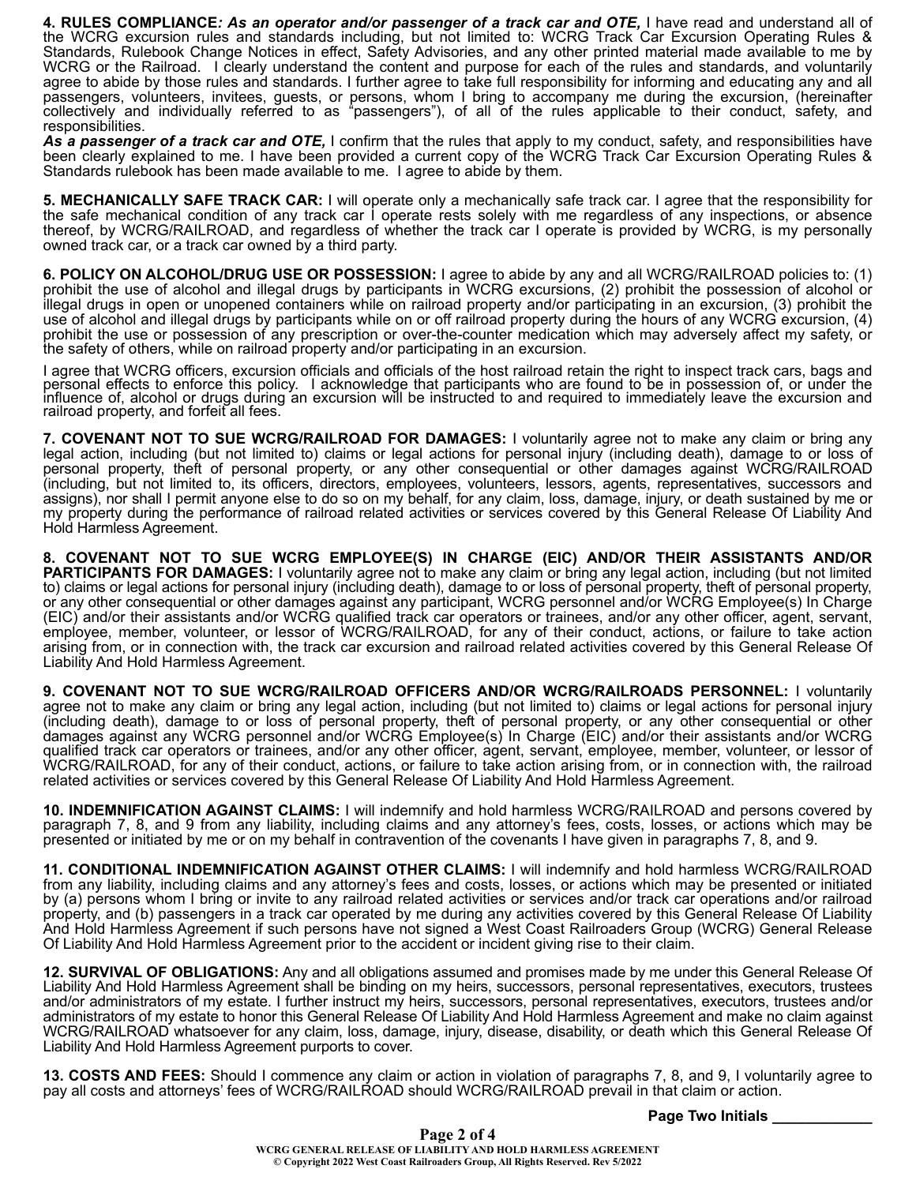**4. RULES COMPLIANCE*: As an operator and/or passenger of a track car and OTE,*** I have read and understand all of the WCRG excursion rules and standards including, but not limited to: WCRG Track Car Excursion Operating Rules & Standards, Rulebook Change Notices in effect, Safety Advisories, and any other printed material made available to me by WCRG or the Railroad. I clearly understand the content and purpose for each of the rules and standards, and voluntarily agree to abide by those rules and standards. I further agree to take full responsibility for informing and educating any and all passengers, volunteers, invitees, guests, or persons, whom I bring to accompany me during the excursion, (hereinafter collectively and individually referred to as "passengers"), of all of the rules applicable to their conduct, safety, and responsibilities.

***As a passenger of a track car and OTE,*** I confirm that the rules that apply to my conduct, safety, and responsibilities have been clearly explained to me. I have been provided a current copy of the WCRG Track Car Excursion Operating Rules & Standards rulebook has been made available to me. I agree to abide by them.

**5. MECHANICALLY SAFE TRACK CAR:** I will operate only a mechanically safe track car. I agree that the responsibility for the safe mechanical condition of any track car I operate rests solely with me regardless of any inspections, or absence thereof, by WCRG/RAILROAD, and regardless of whether the track car I operate is provided by WCRG, is my personally owned track car, or a track car owned by a third party.

**6. POLICY ON ALCOHOL/DRUG USE OR POSSESSION:** I agree to abide by any and all WCRG/RAILROAD policies to: (1) prohibit the use of alcohol and illegal drugs by participants in WCRG excursions, (2) prohibit the possession of alcohol or illegal drugs in open or unopened containers while on railroad property and/or participating in an excursion, (3) prohibit the use of alcohol and illegal drugs by participants while on or off railroad property during the hours of any WCRG excursion, (4) prohibit the use or possession of any prescription or over-the-counter medication which may adversely affect my safety, or the safety of others, while on railroad property and/or participating in an excursion.

I agree that WCRG officers, excursion officials and officials of the host railroad retain the right to inspect track cars, bags and personal effects to enforce this policy. I acknowledge that participants who are found to be in possession of, or under the influence of, alcohol or drugs during an excursion will be instructed to and required to immediately leave the excursion and railroad property, and forfeit all fees.

**7. COVENANT NOT TO SUE WCRG/RAILROAD FOR DAMAGES:** I voluntarily agree not to make any claim or bring any legal action, including (but not limited to) claims or legal actions for personal injury (including death), damage to or loss of personal property, theft of personal property, or any other consequential or other damages against WCRG/RAILROAD (including, but not limited to, its officers, directors, employees, volunteers, lessors, agents, representatives, successors and assigns), nor shall I permit anyone else to do so on my behalf, for any claim, loss, damage, injury, or death sustained by me or my property during the performance of railroad related activities or services covered by this General Release Of Liability And Hold Harmless Agreement.

**8. COVENANT NOT TO SUE WCRG EMPLOYEE(S) IN CHARGE (EIC) AND/OR THEIR ASSISTANTS AND/OR PARTICIPANTS FOR DAMAGES:** I voluntarily agree not to make any claim or bring any legal action, including (but not limited to) claims or legal actions for personal injury (including death), damage to or loss of personal property, theft of personal property, or any other consequential or other damages against any participant, WCRG personnel and/or WCRG Employee(s) In Charge (EIC) and/or their assistants and/or WCRG qualified track car operators or trainees, and/or any other officer, agent, servant, employee, member, volunteer, or lessor of WCRG/RAILROAD, for any of their conduct, actions, or failure to take action arising from, or in connection with, the track car excursion and railroad related activities covered by this General Release Of Liability And Hold Harmless Agreement.

**9. COVENANT NOT TO SUE WCRG/RAILROAD OFFICERS AND/OR WCRG/RAILROADS PERSONNEL:** I voluntarily agree not to make any claim or bring any legal action, including (but not limited to) claims or legal actions for personal injury (including death), damage to or loss of personal property, theft of personal property, or any other consequential or other damages against any WCRG personnel and/or WCRG Employee(s) In Charge (EIC) and/or their assistants and/or WCRG qualified track car operators or trainees, and/or any other officer, agent, servant, employee, member, volunteer, or lessor of WCRG/RAILROAD, for any of their conduct, actions, or failure to take action arising from, or in connection with, the railroad related activities or services covered by this General Release Of Liability And Hold Harmless Agreement.

**10. INDEMNIFICATION AGAINST CLAIMS:** I will indemnify and hold harmless WCRG/RAILROAD and persons covered by paragraph 7, 8, and 9 from any liability, including claims and any attorney's fees, costs, losses, or actions which may be presented or initiated by me or on my behalf in contravention of the covenants I have given in paragraphs 7, 8, and 9.

**11. CONDITIONAL INDEMNIFICATION AGAINST OTHER CLAIMS:** I will indemnify and hold harmless WCRG/RAILROAD from any liability, including claims and any attorney's fees and costs, losses, or actions which may be presented or initiated by (a) persons whom I bring or invite to any railroad related activities or services and/or track car operations and/or railroad property, and (b) passengers in a track car operated by me during any activities covered by this General Release Of Liability And Hold Harmless Agreement if such persons have not signed a West Coast Railroaders Group (WCRG) General Release Of Liability And Hold Harmless Agreement prior to the accident or incident giving rise to their claim.

**12. SURVIVAL OF OBLIGATIONS:** Any and all obligations assumed and promises made by me under this General Release Of Liability And Hold Harmless Agreement shall be binding on my heirs, successors, personal representatives, executors, trustees and/or administrators of my estate. I further instruct my heirs, successors, personal representatives, executors, trustees and/or administrators of my estate to honor this General Release Of Liability And Hold Harmless Agreement and make no claim against WCRG/RAILROAD whatsoever for any claim, loss, damage, injury, disease, disability, or death which this General Release Of Liability And Hold Harmless Agreement purports to cover.

**13. COSTS AND FEES:** Should I commence any claim or action in violation of paragraphs 7, 8, and 9, I voluntarily agree to pay all costs and attorneys' fees of WCRG/RAILROAD should WCRG/RAILROAD prevail in that claim or action.

**Page Two Initials ____________**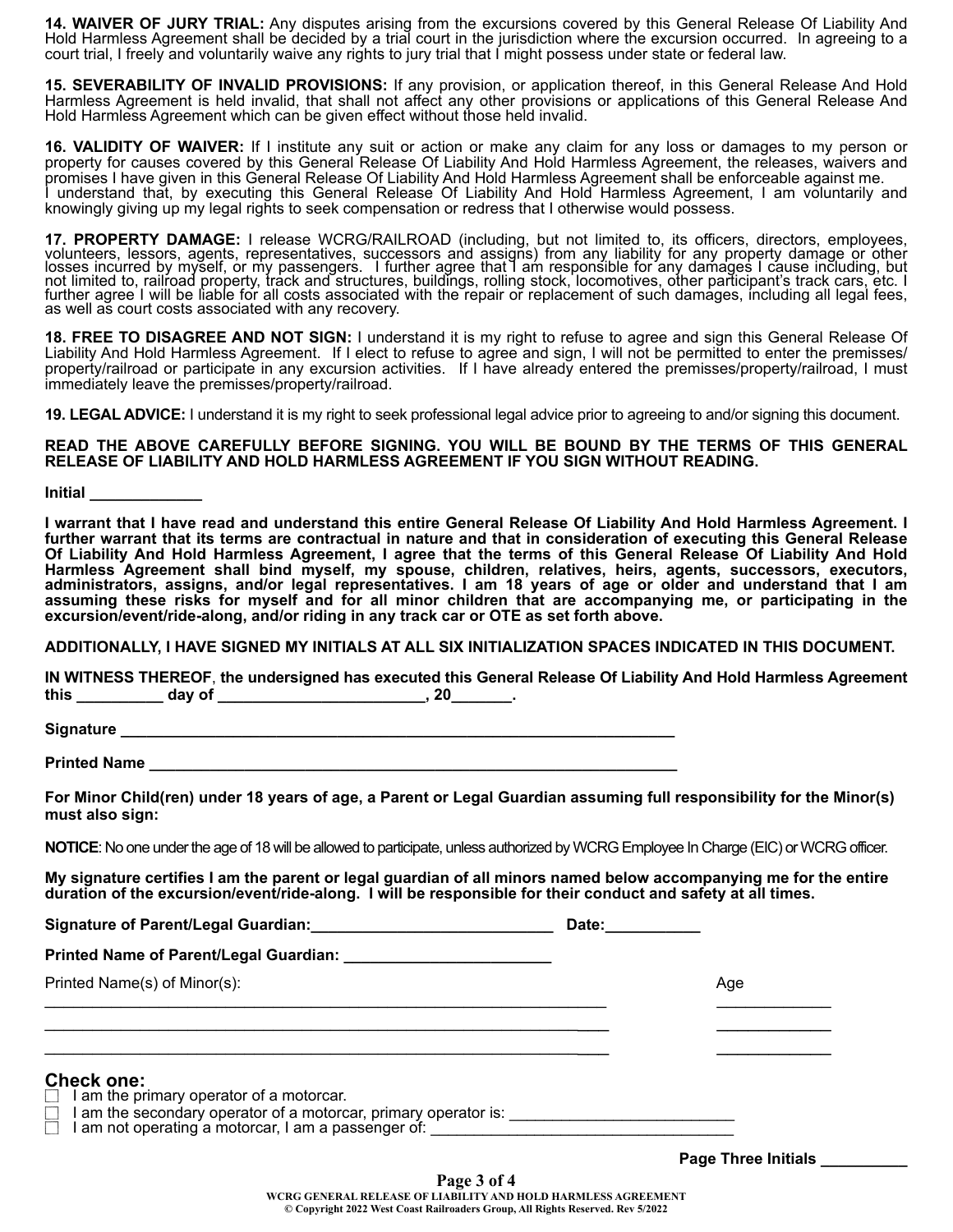**14. WAIVER OF JURY TRIAL:** Any disputes arising from the excursions covered by this General Release Of Liability And Hold Harmless Agreement shall be decided by a trial court in the jurisdiction where the excursion occurred. In agreeing to a court trial, I freely and voluntarily waive any rights to jury trial that I might possess under state or federal law.

**15. SEVERABILITY OF INVALID PROVISIONS:** If any provision, or application thereof, in this General Release And Hold Harmless Agreement is held invalid, that shall not affect any other provisions or applications of this General Release And Hold Harmless Agreement which can be given effect without those held invalid.

**16. VALIDITY OF WAIVER:** If I institute any suit or action or make any claim for any loss or damages to my person or property for causes covered by this General Release Of Liability And Hold Harmless Agreement, the releases, waivers and promises I have given in this General Release Of Liability And Hold Harmless Agreement shall be enforceable against me. I understand that, by executing this General Release Of Liability And Hold Harmless Agreement, I am voluntarily and knowingly giving up my legal rights to seek compensation or redress that I otherwise would possess.

**17. PROPERTY DAMAGE:** I release WCRG/RAILROAD (including, but not limited to, its officers, directors, employees, volunteers, lessors, agents, representatives, successors and assigns) from any liability for any property damage or other losses incurred by myself, or my passengers. I further agree that I am responsible for any damages I cause including, but not limited to, railroad property, track and structures, buildings, rolling stock, locomotives, other participant's track cars, etc. I further agree I will be liable for all costs associated with the repair or replacement of such damages, including all legal fees, as well as court costs associated with any recovery.

**18. FREE TO DISAGREE AND NOT SIGN:** I understand it is my right to refuse to agree and sign this General Release Of Liability And Hold Harmless Agreement. If I elect to refuse to agree and sign, I will not be permitted to enter the premisses/property/railroad or participate in any excursion activities. If I have already entered the premisses/property/railroad, I must immediately leave the premisses/property/railroad.

**19. LEGAL ADVICE:** I understand it is my right to seek professional legal advice prior to agreeing to and/or signing this document.

**READ THE ABOVE CAREFULLY BEFORE SIGNING. YOU WILL BE BOUND BY THE TERMS OF THIS GENERAL RELEASE OF LIABILITY AND HOLD HARMLESS AGREEMENT IF YOU SIGN WITHOUT READING.**

**Initial _____________**

**I warrant that I have read and understand this entire General Release Of Liability And Hold Harmless Agreement. I further warrant that its terms are contractual in nature and that in consideration of executing this General Release Of Liability And Hold Harmless Agreement, I agree that the terms of this General Release Of Liability And Hold Harmless Agreement shall bind myself, my spouse, children, relatives, heirs, agents, successors, executors, administrators, assigns, and/or legal representatives. I am 18 years of age or older and understand that I am assuming these risks for myself and for all minor children that are accompanying me, or participating in the excursion/event/ride-along, and/or riding in any track car or OTE as set forth above.**

**ADDITIONALLY, I HAVE SIGNED MY INITIALS AT ALL SIX INITIALIZATION SPACES INDICATED IN THIS DOCUMENT.**

**IN WITNESS THEREOF, the undersigned has executed this General Release Of Liability And Hold Harmless Agreement this __________ day of ________________________, 20_______.**

**Signature ____________________________________________________________________**

**Printed Name _________________________________________________________________**

**For Minor Child(ren) under 18 years of age, a Parent or Legal Guardian assuming full responsibility for the Minor(s) must also sign:**

**NOTICE**: No one under the age of 18 will be allowed to participate, unless authorized by WCRG Employee In Charge (EIC) or WCRG officer.

**My signature certifies I am the parent or legal guardian of all minors named below accompanying me for the entire duration of the excursion/event/ride-along. I will be responsible for their conduct and safety at all times.**

**Signature of Parent/Legal Guardian:____________________________ Date:___________**

**Printed Name of Parent/Legal Guardian: ________________________**

| Printed Name(s) of Minor(s): | Age |
|---|---|
| ____________________________________________ | _____________ |
| ____________________________________________ | _____________ |
| ____________________________________________ | _____________ |

## Check one:

- ☐ I am the primary operator of a motorcar.
- ☐ I am the secondary operator of a motorcar, primary operator is: __________________________
- ☐ I am not operating a motorcar, I am a passenger of: ___________________________________

**Page Three Initials __________**

WCRG GENERAL RELEASE OF LIABILITY AND HOLD HARMLESS AGREEMENT
© Copyright 2022 West Coast Railroaders Group, All Rights Reserved. Rev 5/2022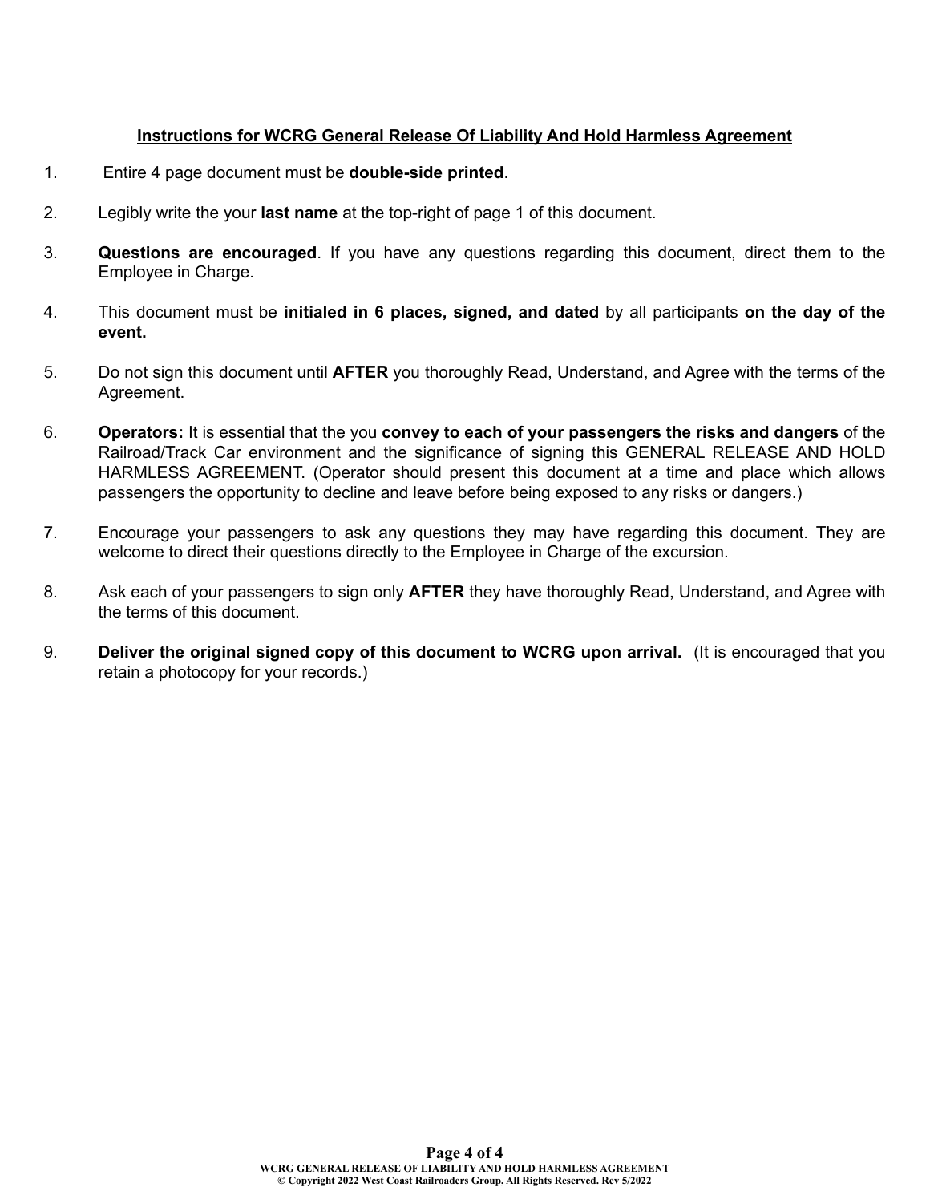**<u>Instructions for WCRG General Release Of Liability And Hold Harmless Agreement</u>**

1. Entire 4 page document must be **double-side printed**.

2. Legibly write the your **last name** at the top-right of page 1 of this document.

3. **Questions are encouraged**. If you have any questions regarding this document, direct them to the Employee in Charge.

4. This document must be **initialed in 6 places, signed, and dated** by all participants **on the day of the event.**

5. Do not sign this document until **AFTER** you thoroughly Read, Understand, and Agree with the terms of the Agreement.

6. **Operators:** It is essential that the you **convey to each of your passengers the risks and dangers** of the Railroad/Track Car environment and the significance of signing this GENERAL RELEASE AND HOLD HARMLESS AGREEMENT. (Operator should present this document at a time and place which allows passengers the opportunity to decline and leave before being exposed to any risks or dangers.)

7. Encourage your passengers to ask any questions they may have regarding this document. They are welcome to direct their questions directly to the Employee in Charge of the excursion.

8. Ask each of your passengers to sign only **AFTER** they have thoroughly Read, Understand, and Agree with the terms of this document.

9. **Deliver the original signed copy of this document to WCRG upon arrival.** (It is encouraged that you retain a photocopy for your records.)